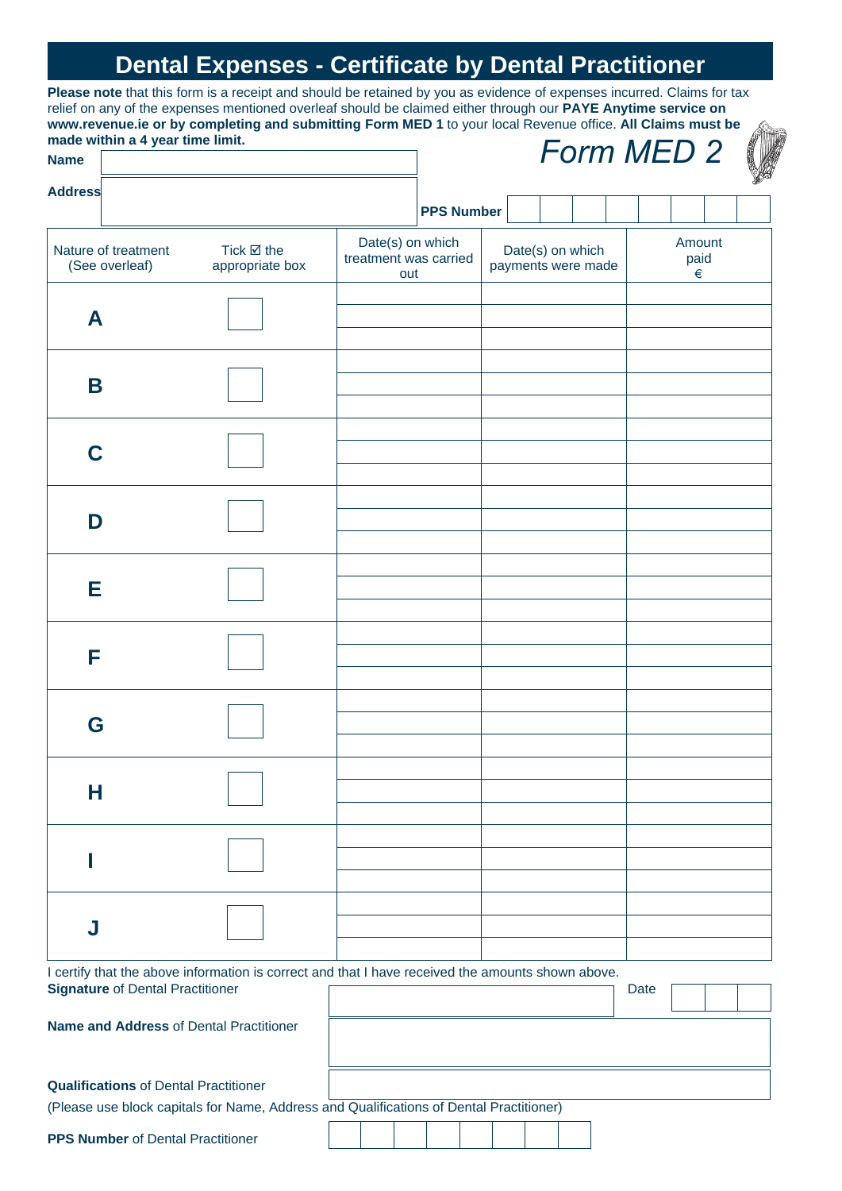# Dental Expenses - Certificate by Dental Practitioner

**Please note** that this form is a receipt and should be retained by you as evidence of expenses incurred. Claims for tax relief on any of the expenses mentioned overleaf should be claimed either through our **PAYE Anytime service on www.revenue.ie or by completing and submitting Form MED 1** to your local Revenue office. **All Claims must be made within a 4 year time limit.**

*Form MED 2*

**Name**

**Address**

**PPS Number**

| Nature of treatment (See overleaf) | Tick ☑ the appropriate box | Date(s) on which treatment was carried out | Date(s) on which payments were made | Amount paid € |
|---|---|---|---|---|
| **A** | ☐ | | | |
| **B** | ☐ | | | |
| **C** | ☐ | | | |
| **D** | ☐ | | | |
| **E** | ☐ | | | |
| **F** | ☐ | | | |
| **G** | ☐ | | | |
| **H** | ☐ | | | |
| **I** | ☐ | | | |
| **J** | ☐ | | | |

I certify that the above information is correct and that I have received the amounts shown above.

**Signature** of Dental Practitioner

Date

**Name and Address** of Dental Practitioner

**Qualifications** of Dental Practitioner

(Please use block capitals for Name, Address and Qualifications of Dental Practitioner)

**PPS Number** of Dental Practitioner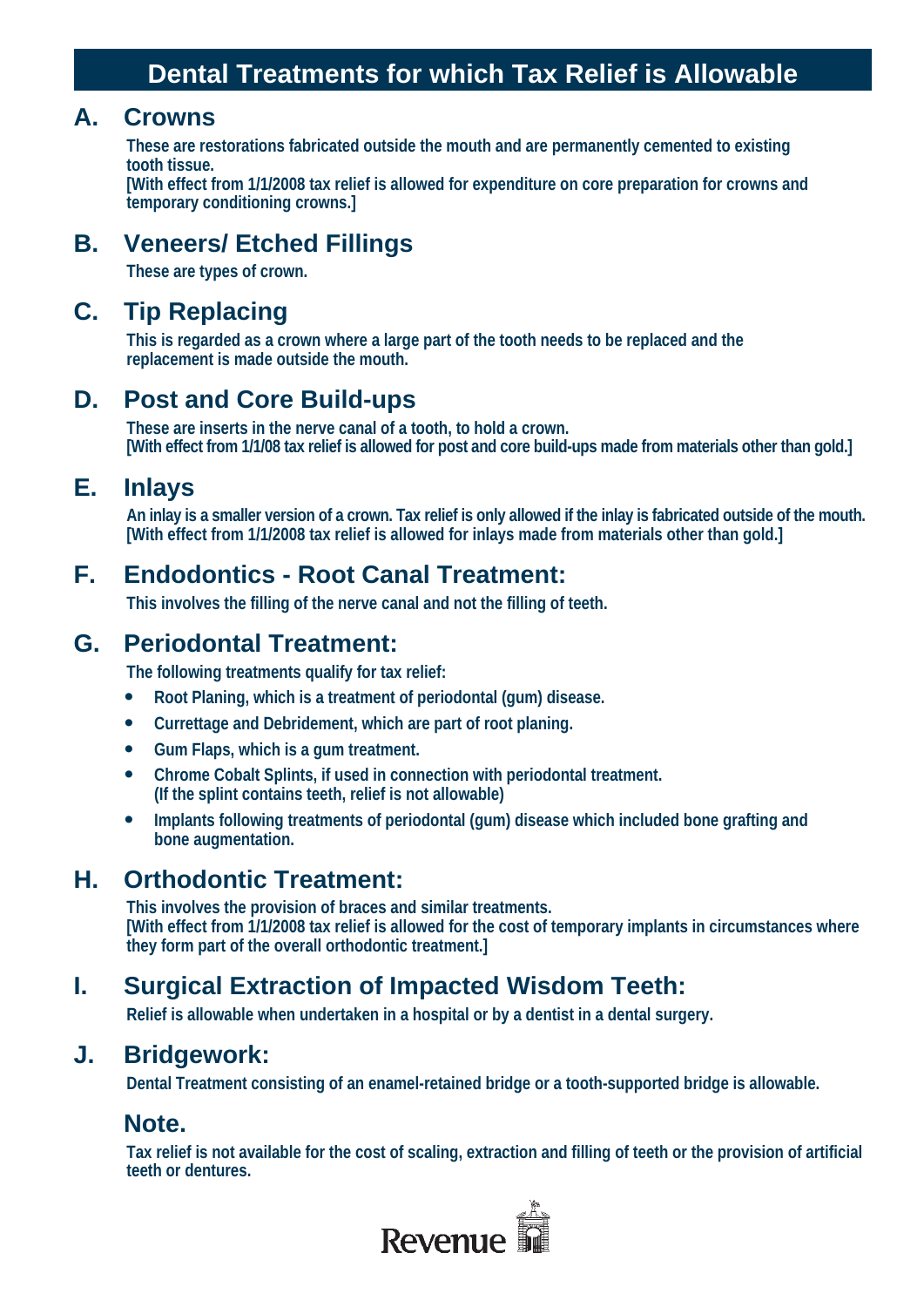# Dental Treatments for which Tax Relief is Allowable

## A. Crowns

These are restorations fabricated outside the mouth and are permanently cemented to existing tooth tissue.
[With effect from 1/1/2008 tax relief is allowed for expenditure on core preparation for crowns and temporary conditioning crowns.]

## B. Veneers/ Etched Fillings

These are types of crown.

## C. Tip Replacing

This is regarded as a crown where a large part of the tooth needs to be replaced and the replacement is made outside the mouth.

## D. Post and Core Build-ups

These are inserts in the nerve canal of a tooth, to hold a crown.
[With effect from 1/1/08 tax relief is allowed for post and core build-ups made from materials other than gold.]

## E. Inlays

An inlay is a smaller version of a crown. Tax relief is only allowed if the inlay is fabricated outside of the mouth.
[With effect from 1/1/2008 tax relief is allowed for inlays made from materials other than gold.]

## F. Endodontics - Root Canal Treatment:

This involves the filling of the nerve canal and not the filling of teeth.

## G. Periodontal Treatment:

The following treatments qualify for tax relief:

- Root Planing, which is a treatment of periodontal (gum) disease.
- Currettage and Debridement, which are part of root planing.
- Gum Flaps, which is a gum treatment.
- Chrome Cobalt Splints, if used in connection with periodontal treatment.
  (If the splint contains teeth, relief is not allowable)
- Implants following treatments of periodontal (gum) disease which included bone grafting and bone augmentation.

## H. Orthodontic Treatment:

This involves the provision of braces and similar treatments.
[With effect from 1/1/2008 tax relief is allowed for the cost of temporary implants in circumstances where they form part of the overall orthodontic treatment.]

## I. Surgical Extraction of Impacted Wisdom Teeth:

Relief is allowable when undertaken in a hospital or by a dentist in a dental surgery.

## J. Bridgework:

Dental Treatment consisting of an enamel-retained bridge or a tooth-supported bridge is allowable.

## Note.

Tax relief is not available for the cost of scaling, extraction and filling of teeth or the provision of artificial teeth or dentures.

Revenue